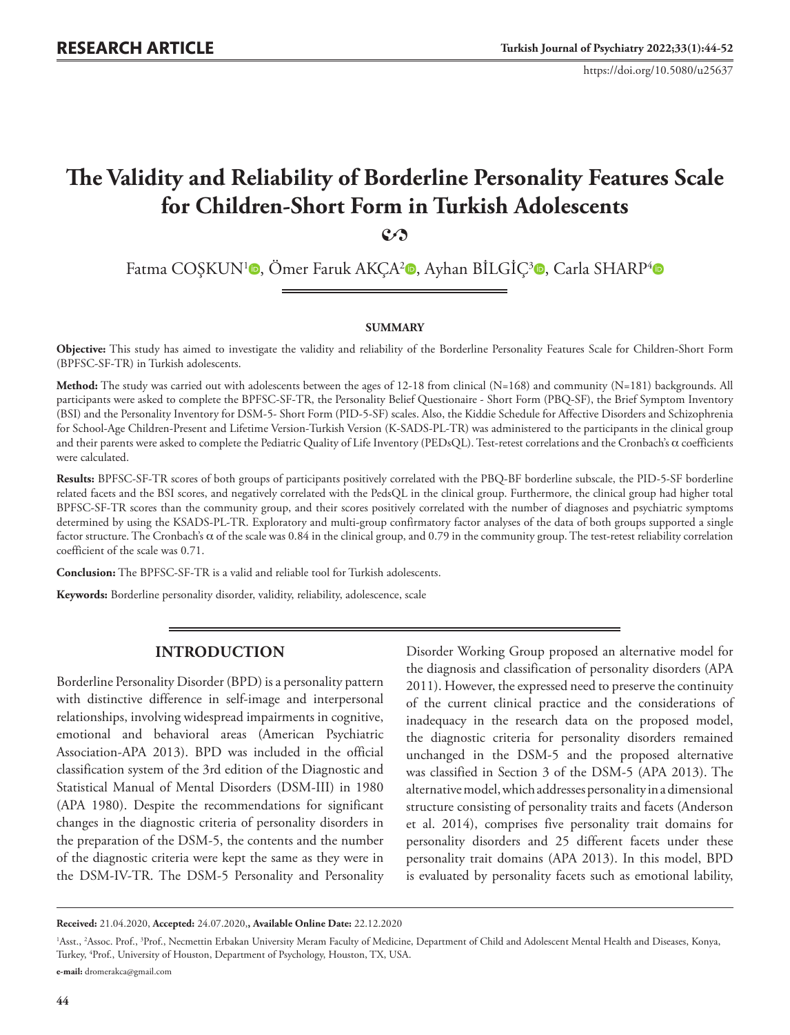RESEARCH ARTICLE

https://doi.org/10.5080/u25637

# The Validity and Reliability of Borderline Personality Features Scale for Children-Short Form in Turkish Adolescents

Fatma COŞKUN[1], Ömer Faruk AKÇA[2], Ayhan BİLGİÇ[3], Carla SHARP[4]

### SUMMARY

**Objective:** This study has aimed to investigate the validity and reliability of the Borderline Personality Features Scale for Children-Short Form (BPFSC-SF-TR) in Turkish adolescents.

**Method:** The study was carried out with adolescents between the ages of 12-18 from clinical (N=168) and community (N=181) backgrounds. All participants were asked to complete the BPFSC-SF-TR, the Personality Belief Questionaire - Short Form (PBQ-SF), the Brief Symptom Inventory (BSI) and the Personality Inventory for DSM-5- Short Form (PID-5-SF) scales. Also, the Kiddie Schedule for Affective Disorders and Schizophrenia for School-Age Children-Present and Lifetime Version-Turkish Version (K-SADS-PL-TR) was administered to the participants in the clinical group and their parents were asked to complete the Pediatric Quality of Life Inventory (PEDsQL). Test-retest correlations and the Cronbach's $\alpha$ coefficients were calculated.

**Results:** BPFSC-SF-TR scores of both groups of participants positively correlated with the PBQ-BF borderline subscale, the PID-5-SF borderline related facets and the BSI scores, and negatively correlated with the PedsQL in the clinical group. Furthermore, the clinical group had higher total BPFSC-SF-TR scores than the community group, and their scores positively correlated with the number of diagnoses and psychiatric symptoms determined by using the KSADS-PL-TR. Exploratory and multi-group confirmatory factor analyses of the data of both groups supported a single factor structure. The Cronbach's $\alpha$ of the scale was 0.84 in the clinical group, and 0.79 in the community group. The test-retest reliability correlation coefficient of the scale was 0.71.

**Conclusion:** The BPFSC-SF-TR is a valid and reliable tool for Turkish adolescents.

**Keywords:** Borderline personality disorder, validity, reliability, adolescence, scale

## INTRODUCTION

Borderline Personality Disorder (BPD) is a personality pattern with distinctive difference in self-image and interpersonal relationships, involving widespread impairments in cognitive, emotional and behavioral areas (American Psychiatric Association-APA 2013). BPD was included in the official classification system of the 3rd edition of the Diagnostic and Statistical Manual of Mental Disorders (DSM-III) in 1980 (APA 1980). Despite the recommendations for significant changes in the diagnostic criteria of personality disorders in the preparation of the DSM-5, the contents and the number of the diagnostic criteria were kept the same as they were in the DSM-IV-TR. The DSM-5 Personality and Personality Disorder Working Group proposed an alternative model for the diagnosis and classification of personality disorders (APA 2011). However, the expressed need to preserve the continuity of the current clinical practice and the considerations of inadequacy in the research data on the proposed model, the diagnostic criteria for personality disorders remained unchanged in the DSM-5 and the proposed alternative was classified in Section 3 of the DSM-5 (APA 2013). The alternative model, which addresses personality in a dimensional structure consisting of personality traits and facets (Anderson et al. 2014), comprises five personality trait domains for personality disorders and 25 different facets under these personality trait domains (APA 2013). In this model, BPD is evaluated by personality facets such as emotional lability,

**Received:** 21.04.2020, **Accepted:** 24.07.2020,**, Available Online Date:** 22.12.2020

[1]Asst., [2]Assoc. Prof., [3]Prof., Necmettin Erbakan University Meram Faculty of Medicine, Department of Child and Adolescent Mental Health and Diseases, Konya, Turkey, [4]Prof., University of Houston, Department of Psychology, Houston, TX, USA.

**e-mail:** dromerakca@gmail.com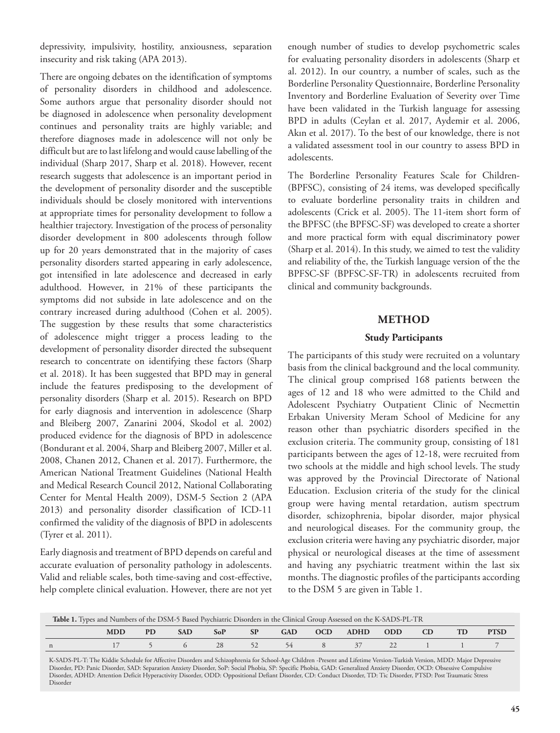depressivity, impulsivity, hostility, anxiousness, separation insecurity and risk taking (APA 2013).

There are ongoing debates on the identification of symptoms of personality disorders in childhood and adolescence. Some authors argue that personality disorder should not be diagnosed in adolescence when personality development continues and personality traits are highly variable; and therefore diagnoses made in adolescence will not only be difficult but are to last lifelong and would cause labelling of the individual (Sharp 2017, Sharp et al. 2018). However, recent research suggests that adolescence is an important period in the development of personality disorder and the susceptible individuals should be closely monitored with interventions at appropriate times for personality development to follow a healthier trajectory. Investigation of the process of personality disorder development in 800 adolescents through follow up for 20 years demonstrated that in the majority of cases personality disorders started appearing in early adolescence, got intensified in late adolescence and decreased in early adulthood. However, in 21% of these participants the symptoms did not subside in late adolescence and on the contrary increased during adulthood (Cohen et al. 2005). The suggestion by these results that some characteristics of adolescence might trigger a process leading to the development of personality disorder directed the subsequent research to concentrate on identifying these factors (Sharp et al. 2018). It has been suggested that BPD may in general include the features predisposing to the development of personality disorders (Sharp et al. 2015). Research on BPD for early diagnosis and intervention in adolescence (Sharp and Bleiberg 2007, Zanarini 2004, Skodol et al. 2002) produced evidence for the diagnosis of BPD in adolescence (Bondurant et al. 2004, Sharp and Bleiberg 2007, Miller et al. 2008, Chanen 2012, Chanen et al. 2017). Furthermore, the American National Treatment Guidelines (National Health and Medical Research Council 2012, National Collaborating Center for Mental Health 2009), DSM-5 Section 2 (APA 2013) and personality disorder classification of ICD-11 confirmed the validity of the diagnosis of BPD in adolescents (Tyrer et al. 2011).

Early diagnosis and treatment of BPD depends on careful and accurate evaluation of personality pathology in adolescents. Valid and reliable scales, both time-saving and cost-effective, help complete clinical evaluation. However, there are not yet enough number of studies to develop psychometric scales for evaluating personality disorders in adolescents (Sharp et al. 2012). In our country, a number of scales, such as the Borderline Personality Questionnaire, Borderline Personality Inventory and Borderline Evaluation of Severity over Time have been validated in the Turkish language for assessing BPD in adults (Ceylan et al. 2017, Aydemir et al. 2006, Akın et al. 2017). To the best of our knowledge, there is not a validated assessment tool in our country to assess BPD in adolescents.

The Borderline Personality Features Scale for Children-(BPFSC), consisting of 24 items, was developed specifically to evaluate borderline personality traits in children and adolescents (Crick et al. 2005). The 11-item short form of the BPFSC (the BPFSC-SF) was developed to create a shorter and more practical form with equal discriminatory power (Sharp et al. 2014). In this study, we aimed to test the validity and reliability of the, the Turkish language version of the the BPFSC-SF (BPFSC-SF-TR) in adolescents recruited from clinical and community backgrounds.

## METHOD

### Study Participants

The participants of this study were recruited on a voluntary basis from the clinical background and the local community. The clinical group comprised 168 patients between the ages of 12 and 18 who were admitted to the Child and Adolescent Psychiatry Outpatient Clinic of Necmettin Erbakan University Meram School of Medicine for any reason other than psychiatric disorders specified in the exclusion criteria. The community group, consisting of 181 participants between the ages of 12-18, were recruited from two schools at the middle and high school levels. The study was approved by the Provincial Directorate of National Education. Exclusion criteria of the study for the clinical group were having mental retardation, autism spectrum disorder, schizophrenia, bipolar disorder, major physical and neurological diseases. For the community group, the exclusion criteria were having any psychiatric disorder, major physical or neurological diseases at the time of assessment and having any psychiatric treatment within the last six months. The diagnostic profiles of the participants according to the DSM 5 are given in Table 1.

**Table 1.** Types and Numbers of the DSM-5 Based Psychiatric Disorders in the Clinical Group Assessed on the K-SADS-PL-TR

| | MDD | PD | SAD | SoP | SP | GAD | OCD | ADHD | ODD | CD | TD | PTSD |
|---|---|---|---|---|---|---|---|---|---|---|---|---|
| n | 17 | 5 | 6 | 28 | 52 | 54 | 8 | 37 | 22 | 1 | 1 | 7 |

K-SADS-PL-T: The Kiddie Schedule for Affective Disorders and Schizophrenia for School-Age Children -Present and Lifetime Version-Turkish Version, MDD: Major Depressive Disorder, PD: Panic Disorder, SAD: Separation Anxiety Disorder, SoP: Social Phobia, SP: Specific Phobia, GAD: Generalized Anxiety Disorder, OCD: Obsessive Compulsive Disorder, ADHD: Attention Deficit Hyperactivity Disorder, ODD: Oppositional Defiant Disorder, CD: Conduct Disorder, TD: Tic Disorder, PTSD: Post Traumatic Stress Disorder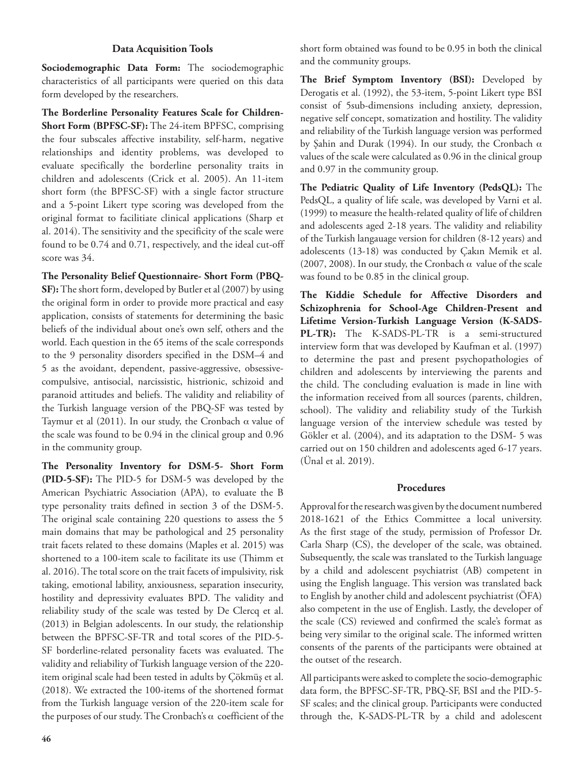### Data Acquisition Tools

**Sociodemographic Data Form:** The sociodemographic characteristics of all participants were queried on this data form developed by the researchers.

**The Borderline Personality Features Scale for Children-Short Form (BPFSC-SF):** The 24-item BPFSC, comprising the four subscales affective instability, self-harm, negative relationships and identity problems, was developed to evaluate specifically the borderline personality traits in children and adolescents (Crick et al. 2005). An 11-item short form (the BPFSC-SF) with a single factor structure and a 5-point Likert type scoring was developed from the original format to facilitiate clinical applications (Sharp et al. 2014). The sensitivity and the specificity of the scale were found to be 0.74 and 0.71, respectively, and the ideal cut-off score was 34.

**The Personality Belief Questionnaire- Short Form (PBQ-SF):** The short form, developed by Butler et al (2007) by using the original form in order to provide more practical and easy application, consists of statements for determining the basic beliefs of the individual about one's own self, others and the world. Each question in the 65 items of the scale corresponds to the 9 personality disorders specified in the DSM–4 and 5 as the avoidant, dependent, passive-aggressive, obsessive-compulsive, antisocial, narcissistic, histrionic, schizoid and paranoid attitudes and beliefs. The validity and reliability of the Turkish language version of the PBQ-SF was tested by Taymur et al (2011). In our study, the Cronbach α value of the scale was found to be 0.94 in the clinical group and 0.96 in the community group.

**The Personality Inventory for DSM-5- Short Form (PID-5-SF):** The PID-5 for DSM-5 was developed by the American Psychiatric Association (APA), to evaluate the B type personality traits defined in section 3 of the DSM-5. The original scale containing 220 questions to assess the 5 main domains that may be pathological and 25 personality trait facets related to these domains (Maples et al. 2015) was shortened to a 100-item scale to facilitate its use (Thimm et al. 2016). The total score on the trait facets of impulsivity, risk taking, emotional lability, anxiousness, separation insecurity, hostility and depressivity evaluates BPD. The validity and reliability study of the scale was tested by De Clercq et al. (2013) in Belgian adolescents. In our study, the relationship between the BPFSC-SF-TR and total scores of the PID-5-SF borderline-related personality facets was evaluated. The validity and reliability of Turkish language version of the 220-item original scale had been tested in adults by Çökmüş et al. (2018). We extracted the 100-items of the shortened format from the Turkish language version of the 220-item scale for the purposes of our study. The Cronbach's α coefficient of the short form obtained was found to be 0.95 in both the clinical and the community groups.

**The Brief Symptom Inventory (BSI):** Developed by Derogatis et al. (1992), the 53-item, 5-point Likert type BSI consist of 5sub-dimensions including anxiety, depression, negative self concept, somatization and hostility. The validity and reliability of the Turkish language version was performed by Şahin and Durak (1994). In our study, the Cronbach α values of the scale were calculated as 0.96 in the clinical group and 0.97 in the community group.

**The Pediatric Quality of Life Inventory (PedsQL):** The PedsQL, a quality of life scale, was developed by Varni et al. (1999) to measure the health-related quality of life of children and adolescents aged 2-18 years. The validity and reliability of the Turkish langauage version for children (8-12 years) and adolescents (13-18) was conducted by Çakın Memik et al. (2007, 2008). In our study, the Cronbach α value of the scale was found to be 0.85 in the clinical group.

**The Kiddie Schedule for Affective Disorders and Schizophrenia for School-Age Children-Present and Lifetime Version-Turkish Language Version (K-SADS-PL-TR):** The K-SADS-PL-TR is a semi-structured interview form that was developed by Kaufman et al. (1997) to determine the past and present psychopathologies of children and adolescents by interviewing the parents and the child. The concluding evaluation is made in line with the information received from all sources (parents, children, school). The validity and reliability study of the Turkish language version of the interview schedule was tested by Gökler et al. (2004), and its adaptation to the DSM- 5 was carried out on 150 children and adolescents aged 6-17 years. (Ünal et al. 2019).

### Procedures

Approval for the research was given by the document numbered 2018-1621 of the Ethics Committee a local university. As the first stage of the study, permission of Professor Dr. Carla Sharp (CS), the developer of the scale, was obtained. Subsequently, the scale was translated to the Turkish language by a child and adolescent psychiatrist (AB) competent in using the English language. This version was translated back to English by another child and adolescent psychiatrist (ÖFA) also competent in the use of English. Lastly, the developer of the scale (CS) reviewed and confirmed the scale's format as being very similar to the original scale. The informed written consents of the parents of the participants were obtained at the outset of the research.

All participants were asked to complete the socio-demographic data form, the BPFSC-SF-TR, PBQ-SF, BSI and the PID-5-SF scales; and the clinical group. Participants were conducted through the, K-SADS-PL-TR by a child and adolescent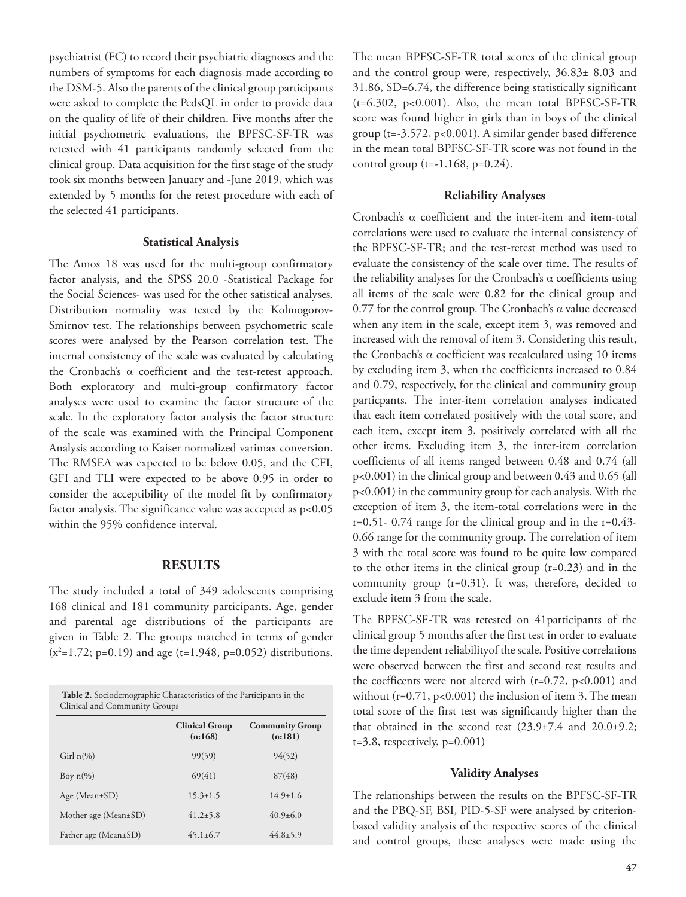psychiatrist (FC) to record their psychiatric diagnoses and the numbers of symptoms for each diagnosis made according to the DSM-5. Also the parents of the clinical group participants were asked to complete the PedsQL in order to provide data on the quality of life of their children. Five months after the initial psychometric evaluations, the BPFSC-SF-TR was retested with 41 participants randomly selected from the clinical group. Data acquisition for the first stage of the study took six months between January and -June 2019, which was extended by 5 months for the retest procedure with each of the selected 41 participants.

### Statistical Analysis

The Amos 18 was used for the multi-group confirmatory factor analysis, and the SPSS 20.0 -Statistical Package for the Social Sciences- was used for the other satistical analyses. Distribution normality was tested by the Kolmogorov-Smirnov test. The relationships between psychometric scale scores were analysed by the Pearson correlation test. The internal consistency of the scale was evaluated by calculating the Cronbach's $\alpha$ coefficient and the test-retest approach. Both exploratory and multi-group confirmatory factor analyses were used to examine the factor structure of the scale. In the exploratory factor analysis the factor structure of the scale was examined with the Principal Component Analysis according to Kaiser normalized varimax conversion. The RMSEA was expected to be below 0.05, and the CFI, GFI and TLI were expected to be above 0.95 in order to consider the acceptibility of the model fit by confirmatory factor analysis. The significance value was accepted as $p<0.05$ within the 95% confidence interval.

## RESULTS

The study included a total of 349 adolescents comprising 168 clinical and 181 community participants. Age, gender and parental age distributions of the participants are given in Table 2. The groups matched in terms of gender ($x^2$=1.72; p=0.19) and age (t=1.948, p=0.052) distributions.

**Table 2.** Sociodemographic Characteristics of the Participants in the Clinical and Community Groups

| | Clinical Group (n:168) | Community Group (n:181) |
|---|---|---|
| Girl n(%) | 99(59) | 94(52) |
| Boy n(%) | 69(41) | 87(48) |
| Age (Mean±SD) | 15.3±1.5 | 14.9±1.6 |
| Mother age (Mean±SD) | 41.2±5.8 | 40.9±6.0 |
| Father age (Mean±SD) | 45.1±6.7 | 44.8±5.9 |

The mean BPFSC-SF-TR total scores of the clinical group and the control group were, respectively, 36.83± 8.03 and 31.86, SD=6.74, the difference being statistically significant (t=6.302, p<0.001). Also, the mean total BPFSC-SF-TR score was found higher in girls than in boys of the clinical group (t=-3.572, p<0.001). A similar gender based difference in the mean total BPFSC-SF-TR score was not found in the control group (t=-1.168, p=0.24).

### Reliability Analyses

Cronbach's $\alpha$ coefficient and the inter-item and item-total correlations were used to evaluate the internal consistency of the BPFSC-SF-TR; and the test-retest method was used to evaluate the consistency of the scale over time. The results of the reliability analyses for the Cronbach's $\alpha$ coefficients using all items of the scale were 0.82 for the clinical group and 0.77 for the control group. The Cronbach's $\alpha$ value decreased when any item in the scale, except item 3, was removed and increased with the removal of item 3. Considering this result, the Cronbach's $\alpha$ coefficient was recalculated using 10 items by excluding item 3, when the coefficients increased to 0.84 and 0.79, respectively, for the clinical and community group particpants. The inter-item correlation analyses indicated that each item correlated positively with the total score, and each item, except item 3, positively correlated with all the other items. Excluding item 3, the inter-item correlation coefficients of all items ranged between 0.48 and 0.74 (all p<0.001) in the clinical group and between 0.43 and 0.65 (all p<0.001) in the community group for each analysis. With the exception of item 3, the item-total correlations were in the r=0.51- 0.74 range for the clinical group and in the r=0.43-0.66 range for the community group. The correlation of item 3 with the total score was found to be quite low compared to the other items in the clinical group (r=0.23) and in the community group (r=0.31). It was, therefore, decided to exclude item 3 from the scale.

The BPFSC-SF-TR was retested on 41participants of the clinical group 5 months after the first test in order to evaluate the time dependent reliabilityof the scale. Positive correlations were observed between the first and second test results and the coefficents were not altered with (r=0.72, p<0.001) and without (r=0.71, p<0.001) the inclusion of item 3. The mean total score of the first test was significantly higher than the that obtained in the second test (23.9±7.4 and 20.0±9.2; t=3.8, respectively, p=0.001)

### Validity Analyses

The relationships between the results on the BPFSC-SF-TR and the PBQ-SF, BSI, PID-5-SF were analysed by criterion-based validity analysis of the respective scores of the clinical and control groups, these analyses were made using the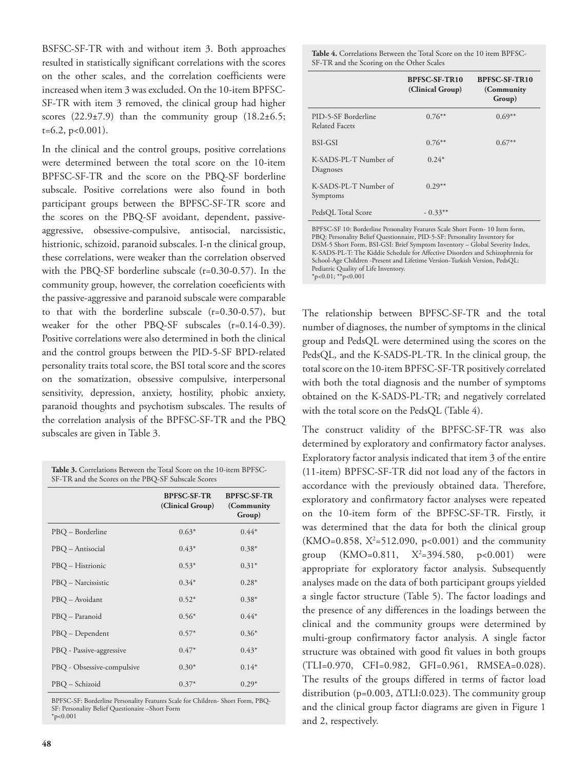BSFSC-SF-TR with and without item 3. Both approaches resulted in statistically significant correlations with the scores on the other scales, and the correlation coefficients were increased when item 3 was excluded. On the 10-item BPFSC-SF-TR with item 3 removed, the clinical group had higher scores (22.9±7.9) than the community group (18.2±6.5; t=6.2, p<0.001).

In the clinical and the control groups, positive correlations were determined between the total score on the 10-item BPFSC-SF-TR and the score on the PBQ-SF borderline subscale. Positive correlations were also found in both participant groups between the BPFSC-SF-TR score and the scores on the PBQ-SF avoidant, dependent, passive-aggressive, obsessive-compulsive, antisocial, narcissistic, histrionic, schizoid, paranoid subscales. I-n the clinical group, these correlations, were weaker than the correlation observed with the PBQ-SF borderline subscale (r=0.30-0.57). In the community group, however, the correlation coeeficients with the passive-aggressive and paranoid subscale were comparable to that with the borderline subscale (r=0.30-0.57), but weaker for the other PBQ-SF subscales (r=0.14-0.39). Positive correlations were also determined in both the clinical and the control groups between the PID-5-SF BPD-related personality traits total score, the BSI total score and the scores on the somatization, obsessive compulsive, interpersonal sensitivity, depression, anxiety, hostility, phobic anxiety, paranoid thoughts and psychotism subscales. The results of the correlation analysis of the BPFSC-SF-TR and the PBQ subscales are given in Table 3.

**Table 3.** Correlations Between the Total Score on the 10-item BPFSC-SF-TR and the Scores on the PBQ-SF Subscale Scores

| | BPFSC-SF-TR (Clinical Group) | BPFSC-SF-TR (Community Group) |
|---|---|---|
| PBQ – Borderline | 0.63* | 0.44* |
| PBQ – Antisocial | 0.43* | 0.38* |
| PBQ – Histrionic | 0.53* | 0.31* |
| PBQ – Narcissistic | 0.34* | 0.28* |
| PBQ – Avoidant | 0.52* | 0.38* |
| PBQ – Paranoid | 0.56* | 0.44* |
| PBQ – Dependent | 0.57* | 0.36* |
| PBQ - Passive-aggressive | 0.47* | 0.43* |
| PBQ - Obsessive-compulsive | 0.30* | 0.14* |
| PBQ – Schizoid | 0.37* | 0.29* |

BPFSC-SF: Borderline Personality Features Scale for Children- Short Form, PBQ-SF: Personality Belief Questionaire –Short Form
*p<0.001

**Table 4.** Correlations Between the Total Score on the 10 item BPFSC-SF-TR and the Scoring on the Other Scales

| | BPFSC-SF-TR10 (Clinical Group) | BPFSC-SF-TR10 (Community Group) |
|---|---|---|
| PID-5-SF Borderline Related Facets | 0.76** | 0.69** |
| BSI-GSI | 0.76** | 0.67** |
| K-SADS-PL-T Number of Diagnoses | 0.24* | |
| K-SADS-PL-T Number of Symptoms | 0.29** | |
| PedsQL Total Score | - 0.33** | |

BPFSC-SF 10: Borderline Personality Features Scale Short Form- 10 Item form, PBQ: Personality Belief Questionnaire, PID-5-SF: Personality Inventory for DSM-5 Short Form, BSI-GSI: Brief Symptom Inventory – Global Severity Index, K-SADS-PL-T: The Kiddie Schedule for Affective Disorders and Schizophrenia for School-Age Children -Present and Lifetime Version-Turkish Version, PedsQL: Pediatric Quality of Life Inventory.
*p<0.01; **p<0.001

The relationship between BPFSC-SF-TR and the total number of diagnoses, the number of symptoms in the clinical group and PedsQL were determined using the scores on the PedsQL, and the K-SADS-PL-TR. In the clinical group, the total score on the 10-item BPFSC-SF-TR positively correlated with both the total diagnosis and the number of symptoms obtained on the K-SADS-PL-TR; and negatively correlated with the total score on the PedsQL (Table 4).

The construct validity of the BPFSC-SF-TR was also determined by exploratory and confirmatory factor analyses. Exploratory factor analysis indicated that item 3 of the entire (11-item) BPFSC-SF-TR did not load any of the factors in accordance with the previously obtained data. Therefore, exploratory and confirmatory factor analyses were repeated on the 10-item form of the BPFSC-SF-TR. Firstly, it was determined that the data for both the clinical group (KMO=0.858, $X^2$=512.090, p<0.001) and the community group (KMO=0.811, $X^2$=394.580, p<0.001) were appropriate for exploratory factor analysis. Subsequently analyses made on the data of both participant groups yielded a single factor structure (Table 5). The factor loadings and the presence of any differences in the loadings between the clinical and the community groups were determined by multi-group confirmatory factor analysis. A single factor structure was obtained with good fit values in both groups (TLI=0.970, CFI=0.982, GFI=0.961, RMSEA=0.028). The results of the groups differed in terms of factor load distribution (p=0.003, ΔTLI:0.023). The community group and the clinical group factor diagrams are given in Figure 1 and 2, respectively.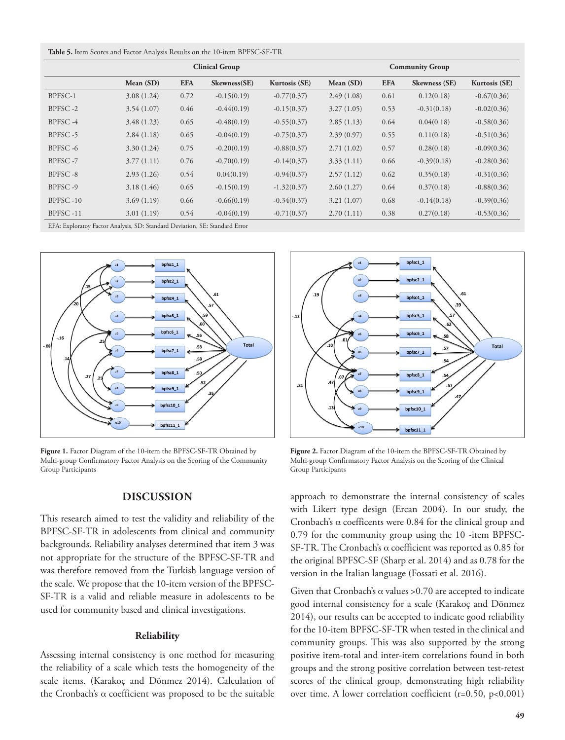**Table 5.** Item Scores and Factor Analysis Results on the 10-item BPFSC-SF-TR

| | Clinical Group | | | | Community Group | | | |
|---|---|---|---|---|---|---|---|---|
| | Mean (SD) | EFA | Skewness(SE) | Kurtosis (SE) | Mean (SD) | EFA | Skewness (SE) | Kurtosis (SE) |
| BPFSC-1 | 3.08 (1.24) | 0.72 | -0.15(0.19) | -0.77(0.37) | 2.49 (1.08) | 0.61 | 0.12(0.18) | -0.67(0.36) |
| BPFSC -2 | 3.54 (1.07) | 0.46 | -0.44(0.19) | -0.15(0.37) | 3.27 (1.05) | 0.53 | -0.31(0.18) | -0.02(0.36) |
| BPFSC -4 | 3.48 (1.23) | 0.65 | -0.48(0.19) | -0.55(0.37) | 2.85 (1.13) | 0.64 | 0.04(0.18) | -0.58(0.36) |
| BPFSC -5 | 2.84 (1.18) | 0.65 | -0.04(0.19) | -0.75(0.37) | 2.39 (0.97) | 0.55 | 0.11(0.18) | -0.51(0.36) |
| BPFSC -6 | 3.30 (1.24) | 0.75 | -0.20(0.19) | -0.88(0.37) | 2.71 (1.02) | 0.57 | 0.28(0.18) | -0.09(0.36) |
| BPFSC -7 | 3.77 (1.11) | 0.76 | -0.70(0.19) | -0.14(0.37) | 3.33 (1.11) | 0.66 | -0.39(0.18) | -0.28(0.36) |
| BPFSC -8 | 2.93 (1.26) | 0.54 | 0.04(0.19) | -0.94(0.37) | 2.57 (1.12) | 0.62 | 0.35(0.18) | -0.31(0.36) |
| BPFSC -9 | 3.18 (1.46) | 0.65 | -0.15(0.19) | -1.32(0.37) | 2.60 (1.27) | 0.64 | 0.37(0.18) | -0.88(0.36) |
| BPFSC -10 | 3.69 (1.19) | 0.66 | -0.66(0.19) | -0.34(0.37) | 3.21 (1.07) | 0.68 | -0.14(0.18) | -0.39(0.36) |
| BPFSC -11 | 3.01 (1.19) | 0.54 | -0.04(0.19) | -0.71(0.37) | 2.70 (1.11) | 0.38 | 0.27(0.18) | -0.53(0.36) |

EFA: Exploratoy Factor Analysis, SD: Standard Deviation, SE: Standard Error

**Figure 1.** Factor Diagram of the 10-item the BPFSC-SF-TR Obtained by Multi-group Confirmatory Factor Analysis on the Scoring of the Community Group Participants

**Figure 2.** Factor Diagram of the 10-item the BPFSC-SF-TR Obtained by Multi-group Confirmatory Factor Analysis on the Scoring of the Clinical Group Participants

## DISCUSSION

This research aimed to test the validity and reliability of the BPFSC-SF-TR in adolescents from clinical and community backgrounds. Reliability analyses determined that item 3 was not appropriate for the structure of the BPFSC-SF-TR and was therefore removed from the Turkish language version of the scale. We propose that the 10-item version of the BPFSC-SF-TR is a valid and reliable measure in adolescents to be used for community based and clinical investigations.

### Reliability

Assessing internal consistency is one method for measuring the reliability of a scale which tests the homogeneity of the scale items. (Karakoç and Dönmez 2014). Calculation of the Cronbach's α coefficient was proposed to be the suitable approach to demonstrate the internal consistency of scales with Likert type design (Ercan 2004). In our study, the Cronbach's α coefficents were 0.84 for the clinical group and 0.79 for the community group using the 10 -item BPFSC-SF-TR. The Cronbach's α coefficient was reported as 0.85 for the original BPFSC-SF (Sharp et al. 2014) and as 0.78 for the version in the Italian language (Fossati et al. 2016).

Given that Cronbach's α values >0.70 are accepted to indicate good internal consistency for a scale (Karakoç and Dönmez 2014), our results can be accepted to indicate good reliability for the 10-item BPFSC-SF-TR when tested in the clinical and community groups. This was also supported by the strong positive item-total and inter-item correlations found in both groups and the strong positive correlation between test-retest scores of the clinical group, demonstrating high reliability over time. A lower correlation coefficient ($r=0.50$, $p<0.001$)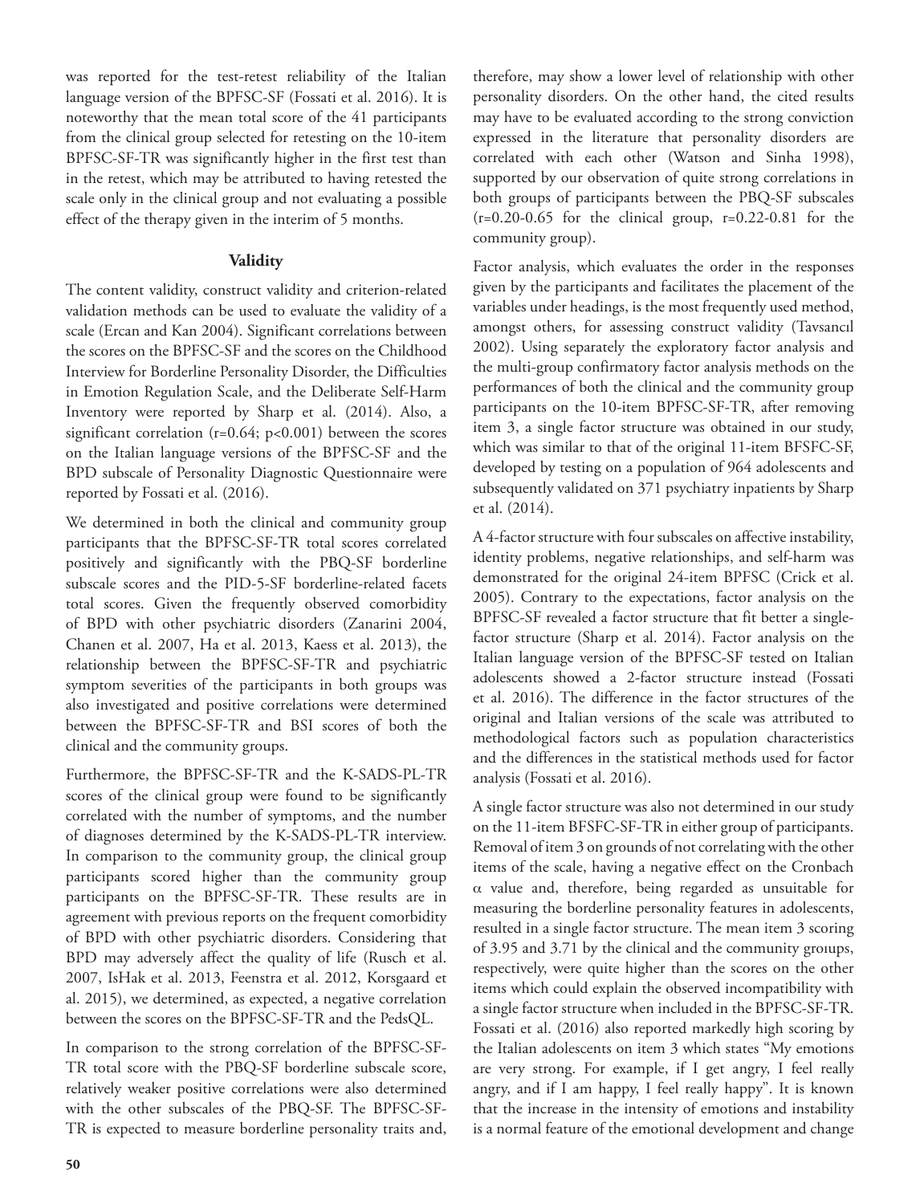was reported for the test-retest reliability of the Italian language version of the BPFSC-SF (Fossati et al. 2016). It is noteworthy that the mean total score of the 41 participants from the clinical group selected for retesting on the 10-item BPFSC-SF-TR was significantly higher in the first test than in the retest, which may be attributed to having retested the scale only in the clinical group and not evaluating a possible effect of the therapy given in the interim of 5 months.

### Validity

The content validity, construct validity and criterion-related validation methods can be used to evaluate the validity of a scale (Ercan and Kan 2004). Significant correlations between the scores on the BPFSC-SF and the scores on the Childhood Interview for Borderline Personality Disorder, the Difficulties in Emotion Regulation Scale, and the Deliberate Self-Harm Inventory were reported by Sharp et al. (2014). Also, a significant correlation ($r=0.64$; $p<0.001$) between the scores on the Italian language versions of the BPFSC-SF and the BPD subscale of Personality Diagnostic Questionnaire were reported by Fossati et al. (2016).

We determined in both the clinical and community group participants that the BPFSC-SF-TR total scores correlated positively and significantly with the PBQ-SF borderline subscale scores and the PID-5-SF borderline-related facets total scores. Given the frequently observed comorbidity of BPD with other psychiatric disorders (Zanarini 2004, Chanen et al. 2007, Ha et al. 2013, Kaess et al. 2013), the relationship between the BPFSC-SF-TR and psychiatric symptom severities of the participants in both groups was also investigated and positive correlations were determined between the BPFSC-SF-TR and BSI scores of both the clinical and the community groups.

Furthermore, the BPFSC-SF-TR and the K-SADS-PL-TR scores of the clinical group were found to be significantly correlated with the number of symptoms, and the number of diagnoses determined by the K-SADS-PL-TR interview. In comparison to the community group, the clinical group participants scored higher than the community group participants on the BPFSC-SF-TR. These results are in agreement with previous reports on the frequent comorbidity of BPD with other psychiatric disorders. Considering that BPD may adversely affect the quality of life (Rusch et al. 2007, IsHak et al. 2013, Feenstra et al. 2012, Korsgaard et al. 2015), we determined, as expected, a negative correlation between the scores on the BPFSC-SF-TR and the PedsQL.

In comparison to the strong correlation of the BPFSC-SF-TR total score with the PBQ-SF borderline subscale score, relatively weaker positive correlations were also determined with the other subscales of the PBQ-SF. The BPFSC-SF-TR is expected to measure borderline personality traits and, therefore, may show a lower level of relationship with other personality disorders. On the other hand, the cited results may have to be evaluated according to the strong conviction expressed in the literature that personality disorders are correlated with each other (Watson and Sinha 1998), supported by our observation of quite strong correlations in both groups of participants between the PBQ-SF subscales ($r=0.20$-$0.65$ for the clinical group, $r=0.22$-$0.81$ for the community group).

Factor analysis, which evaluates the order in the responses given by the participants and facilitates the placement of the variables under headings, is the most frequently used method, amongst others, for assessing construct validity (Tavsancıl 2002). Using separately the exploratory factor analysis and the multi-group confirmatory factor analysis methods on the performances of both the clinical and the community group participants on the 10-item BPFSC-SF-TR, after removing item 3, a single factor structure was obtained in our study, which was similar to that of the original 11-item BFSFC-SF, developed by testing on a population of 964 adolescents and subsequently validated on 371 psychiatry inpatients by Sharp et al. (2014).

A 4-factor structure with four subscales on affective instability, identity problems, negative relationships, and self-harm was demonstrated for the original 24-item BPFSC (Crick et al. 2005). Contrary to the expectations, factor analysis on the BPFSC-SF revealed a factor structure that fit better a single-factor structure (Sharp et al. 2014). Factor analysis on the Italian language version of the BPFSC-SF tested on Italian adolescents showed a 2-factor structure instead (Fossati et al. 2016). The difference in the factor structures of the original and Italian versions of the scale was attributed to methodological factors such as population characteristics and the differences in the statistical methods used for factor analysis (Fossati et al. 2016).

A single factor structure was also not determined in our study on the 11-item BFSFC-SF-TR in either group of participants. Removal of item 3 on grounds of not correlating with the other items of the scale, having a negative effect on the Cronbach $\alpha$ value and, therefore, being regarded as unsuitable for measuring the borderline personality features in adolescents, resulted in a single factor structure. The mean item 3 scoring of 3.95 and 3.71 by the clinical and the community groıups, respectively, were quite higher than the scores on the other items which could explain the observed incompatibility with a single factor structure when included in the BPFSC-SF-TR. Fossati et al. (2016) also reported markedly high scoring by the Italian adolescents on item 3 which states "My emotions are very strong. For example, if I get angry, I feel really angry, and if I am happy, I feel really happy". It is known that the increase in the intensity of emotions and instability is a normal feature of the emotional development and change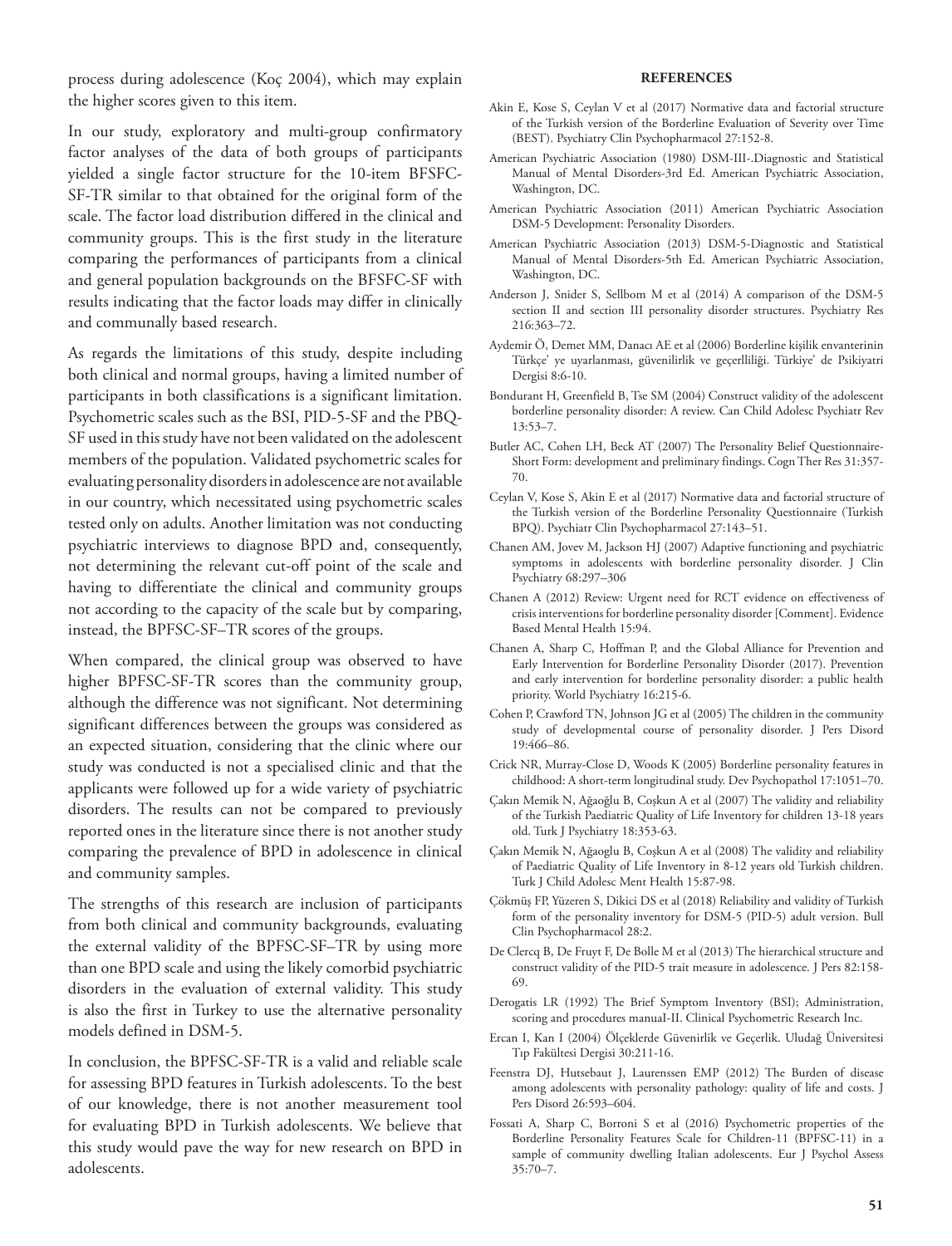process during adolescence (Koç 2004), which may explain the higher scores given to this item.

In our study, exploratory and multi-group confirmatory factor analyses of the data of both groups of participants yielded a single factor structure for the 10-item BFSFC-SF-TR similar to that obtained for the original form of the scale. The factor load distribution differed in the clinical and community groups. This is the first study in the literature comparing the performances of participants from a clinical and general population backgrounds on the BFSFC-SF with results indicating that the factor loads may differ in clinically and communally based research.

As regards the limitations of this study, despite including both clinical and normal groups, having a limited number of participants in both classifications is a significant limitation. Psychometric scales such as the BSI, PID-5-SF and the PBQ-SF used in this study have not been validated on the adolescent members of the population. Validated psychometric scales for evaluating personality disorders in adolescence are not available in our country, which necessitated using psychometric scales tested only on adults. Another limitation was not conducting psychiatric interviews to diagnose BPD and, consequently, not determining the relevant cut-off point of the scale and having to differentiate the clinical and community groups not according to the capacity of the scale but by comparing, instead, the BPFSC-SF–TR scores of the groups.

When compared, the clinical group was observed to have higher BPFSC-SF-TR scores than the community group, although the difference was not significant. Not determining significant differences between the groups was considered as an expected situation, considering that the clinic where our study was conducted is not a specialised clinic and that the applicants were followed up for a wide variety of psychiatric disorders. The results can not be compared to previously reported ones in the literature since there is not another study comparing the prevalence of BPD in adolescence in clinical and community samples.

The strengths of this research are inclusion of participants from both clinical and community backgrounds, evaluating the external validity of the BPFSC-SF–TR by using more than one BPD scale and using the likely comorbid psychiatric disorders in the evaluation of external validity. This study is also the first in Turkey to use the alternative personality models defined in DSM-5.

In conclusion, the BPFSC-SF-TR is a valid and reliable scale for assessing BPD features in Turkish adolescents. To the best of our knowledge, there is not another measurement tool for evaluating BPD in Turkish adolescents. We believe that this study would pave the way for new research on BPD in adolescents.

## REFERENCES

Akin E, Kose S, Ceylan V et al (2017) Normative data and factorial structure of the Turkish version of the Borderline Evaluation of Severity over Time (BEST). Psychiatry Clin Psychopharmacol 27:152-8.

American Psychiatric Association (1980) DSM-III-.Diagnostic and Statistical Manual of Mental Disorders-3rd Ed. American Psychiatric Association, Washington, DC.

American Psychiatric Association (2011) American Psychiatric Association DSM-5 Development: Personality Disorders.

American Psychiatric Association (2013) DSM-5-Diagnostic and Statistical Manual of Mental Disorders-5th Ed. American Psychiatric Association, Washington, DC.

Anderson J, Snider S, Sellbom M et al (2014) A comparison of the DSM-5 section II and section III personality disorder structures. Psychiatry Res 216:363–72.

Aydemir Ö, Demet MM, Danacı AE et al (2006) Borderline kişilik envanterinin Türkçe' ye uyarlanması, güvenilirlik ve geçerlliliği. Türkiye' de Psikiyatri Dergisi 8:6-10.

Bondurant H, Greenfield B, Tse SM (2004) Construct validity of the adolescent borderline personality disorder: A review. Can Child Adolesc Psychiatr Rev 13:53–7.

Butler AC, Cohen LH, Beck AT (2007) The Personality Belief Questionnaire-Short Form: development and preliminary findings. Cogn Ther Res 31:357-70.

Ceylan V, Kose S, Akin E et al (2017) Normative data and factorial structure of the Turkish version of the Borderline Personality Questionnaire (Turkish BPQ). Psychiatr Clin Psychopharmacol 27:143–51.

Chanen AM, Jovev M, Jackson HJ (2007) Adaptive functioning and psychiatric symptoms in adolescents with borderline personality disorder. J Clin Psychiatry 68:297–306

Chanen A (2012) Review: Urgent need for RCT evidence on effectiveness of crisis interventions for borderline personality disorder [Comment]. Evidence Based Mental Health 15:94.

Chanen A, Sharp C, Hoffman P, and the Global Alliance for Prevention and Early Intervention for Borderline Personality Disorder (2017). Prevention and early intervention for borderline personality disorder: a public health priority. World Psychiatry 16:215-6.

Cohen P, Crawford TN, Johnson JG et al (2005) The children in the community study of developmental course of personality disorder. J Pers Disord 19:466–86.

Crick NR, Murray-Close D, Woods K (2005) Borderline personality features in childhood: A short-term longitudinal study. Dev Psychopathol 17:1051–70.

Çakın Memik N, Ağaoğlu B, Coşkun A et al (2007) The validity and reliability of the Turkish Paediatric Quality of Life Inventory for children 13-18 years old. Turk J Psychiatry 18:353-63.

Çakın Memik N, Ağaoglu B, Coşkun A et al (2008) The validity and reliability of Paediatric Quality of Life Inventory in 8-12 years old Turkish children. Turk J Child Adolesc Ment Health 15:87-98.

Çökmüş FP, Yüzeren S, Dikici DS et al (2018) Reliability and validity of Turkish form of the personality inventory for DSM-5 (PID-5) adult version. Bull Clin Psychopharmacol 28:2.

De Clercq B, De Fruyt F, De Bolle M et al (2013) The hierarchical structure and construct validity of the PID-5 trait measure in adolescence. J Pers 82:158-69.

Derogatis LR (1992) The Brief Symptom Inventory (BSI); Administration, scoring and procedures manual-II. Clinical Psychometric Research Inc.

Ercan I, Kan I (2004) Ölçeklerde Güvenirlik ve Geçerlik. Uludağ Üniversitesi Tıp Fakültesi Dergisi 30:211-16.

Feenstra DJ, Hutsebaut J, Laurenssen EMP (2012) The Burden of disease among adolescents with personality pathology: quality of life and costs. J Pers Disord 26:593–604.

Fossati A, Sharp C, Borroni S et al (2016) Psychometric properties of the Borderline Personality Features Scale for Children-11 (BPFSC-11) in a sample of community dwelling Italian adolescents. Eur J Psychol Assess 35:70–7.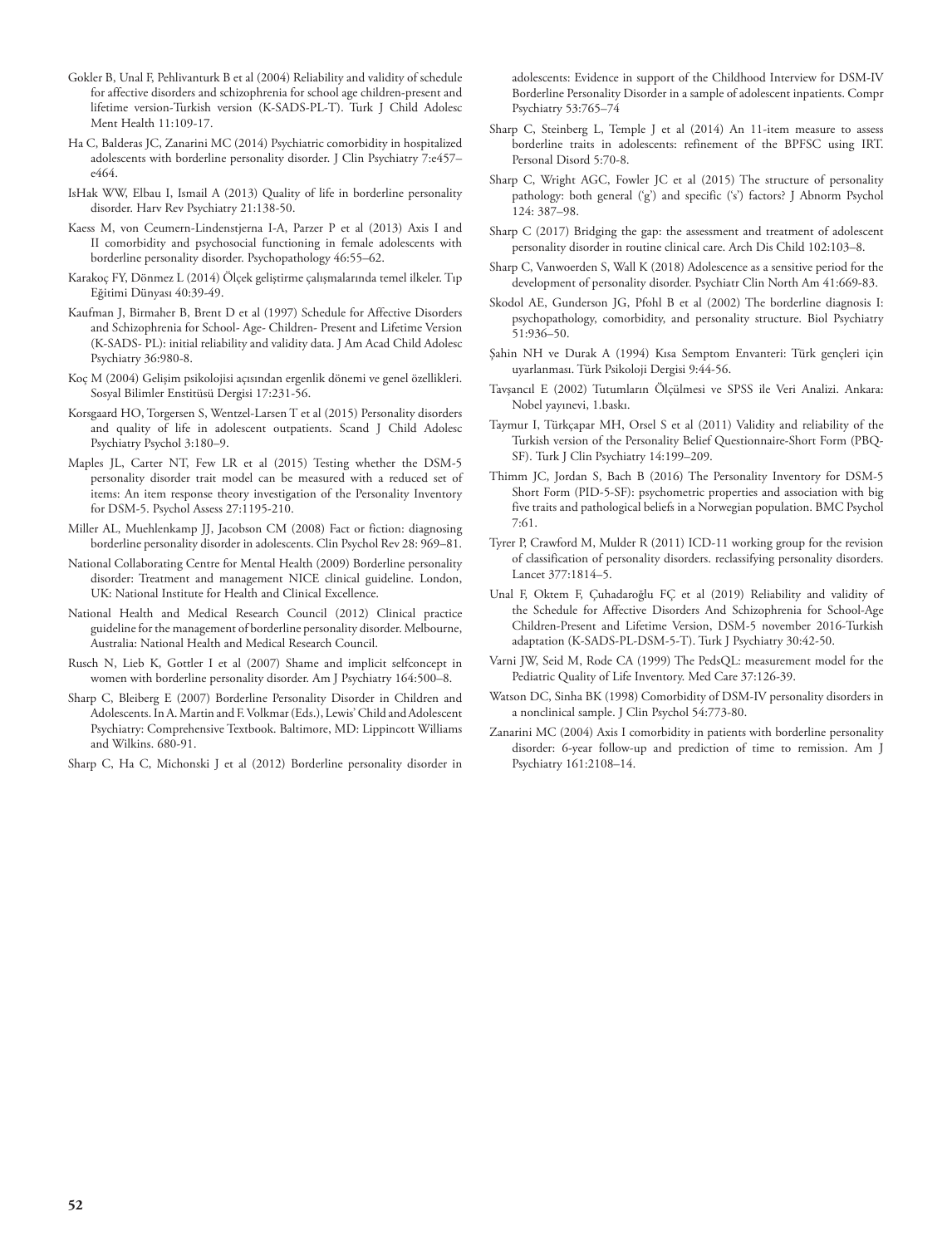Gokler B, Unal F, Pehlivanturk B et al (2004) Reliability and validity of schedule for affective disorders and schizophrenia for school age children-present and lifetime version-Turkish version (K-SADS-PL-T). Turk J Child Adolesc Ment Health 11:109-17.

Ha C, Balderas JC, Zanarini MC (2014) Psychiatric comorbidity in hospitalized adolescents with borderline personality disorder. J Clin Psychiatry 7:e457–e464.

IsHak WW, Elbau I, Ismail A (2013) Quality of life in borderline personality disorder. Harv Rev Psychiatry 21:138-50.

Kaess M, von Ceumern-Lindenstjerna I-A, Parzer P et al (2013) Axis I and II comorbidity and psychosocial functioning in female adolescents with borderline personality disorder. Psychopathology 46:55–62.

Karakoç FY, Dönmez L (2014) Ölçek geliştirme çalışmalarında temel ilkeler. Tıp Eğitimi Dünyası 40:39-49.

Kaufman J, Birmaher B, Brent D et al (1997) Schedule for Affective Disorders and Schizophrenia for School- Age- Children- Present and Lifetime Version (K-SADS- PL): initial reliability and validity data. J Am Acad Child Adolesc Psychiatry 36:980-8.

Koç M (2004) Gelişim psikolojisi açısından ergenlik dönemi ve genel özellikleri. Sosyal Bilimler Enstitüsü Dergisi 17:231-56.

Korsgaard HO, Torgersen S, Wentzel-Larsen T et al (2015) Personality disorders and quality of life in adolescent outpatients. Scand J Child Adolesc Psychiatry Psychol 3:180–9.

Maples JL, Carter NT, Few LR et al (2015) Testing whether the DSM-5 personality disorder trait model can be measured with a reduced set of items: An item response theory investigation of the Personality Inventory for DSM-5. Psychol Assess 27:1195-210.

Miller AL, Muehlenkamp JJ, Jacobson CM (2008) Fact or fiction: diagnosing borderline personality disorder in adolescents. Clin Psychol Rev 28: 969–81.

National Collaborating Centre for Mental Health (2009) Borderline personality disorder: Treatment and management NICE clinical guideline. London, UK: National Institute for Health and Clinical Excellence.

National Health and Medical Research Council (2012) Clinical practice guideline for the management of borderline personality disorder. Melbourne, Australia: National Health and Medical Research Council.

Rusch N, Lieb K, Gottler I et al (2007) Shame and implicit selfconcept in women with borderline personality disorder. Am J Psychiatry 164:500–8.

Sharp C, Bleiberg E (2007) Borderline Personality Disorder in Children and Adolescents. In A. Martin and F. Volkmar (Eds.), Lewis' Child and Adolescent Psychiatry: Comprehensive Textbook. Baltimore, MD: Lippincott Williams and Wilkins. 680-91.

Sharp C, Ha C, Michonski J et al (2012) Borderline personality disorder in adolescents: Evidence in support of the Childhood Interview for DSM-IV Borderline Personality Disorder in a sample of adolescent inpatients. Compr Psychiatry 53:765–74

Sharp C, Steinberg L, Temple J et al (2014) An 11-item measure to assess borderline traits in adolescents: refinement of the BPFSC using IRT. Personal Disord 5:70-8.

Sharp C, Wright AGC, Fowler JC et al (2015) The structure of personality pathology: both general ('g') and specific ('s') factors? J Abnorm Psychol 124: 387–98.

Sharp C (2017) Bridging the gap: the assessment and treatment of adolescent personality disorder in routine clinical care. Arch Dis Child 102:103–8.

Sharp C, Vanwoerden S, Wall K (2018) Adolescence as a sensitive period for the development of personality disorder. Psychiatr Clin North Am 41:669-83.

Skodol AE, Gunderson JG, Pfohl B et al (2002) The borderline diagnosis I: psychopathology, comorbidity, and personality structure. Biol Psychiatry 51:936–50.

Şahin NH ve Durak A (1994) Kısa Semptom Envanteri: Türk gençleri için uyarlanması. Türk Psikoloji Dergisi 9:44-56.

Tavşancıl E (2002) Tutumların Ölçülmesi ve SPSS ile Veri Analizi. Ankara: Nobel yayınevi, 1.baskı.

Taymur I, Türkçapar MH, Orsel S et al (2011) Validity and reliability of the Turkish version of the Personality Belief Questionnaire-Short Form (PBQ-SF). Turk J Clin Psychiatry 14:199–209.

Thimm JC, Jordan S, Bach B (2016) The Personality Inventory for DSM-5 Short Form (PID-5-SF): psychometric properties and association with big five traits and pathological beliefs in a Norwegian population. BMC Psychol 7:61.

Tyrer P, Crawford M, Mulder R (2011) ICD-11 working group for the revision of classification of personality disorders. reclassifying personality disorders. Lancet 377:1814–5.

Unal F, Oktem F, Çuhadaroğlu FÇ et al (2019) Reliability and validity of the Schedule for Affective Disorders And Schizophrenia for School-Age Children-Present and Lifetime Version, DSM-5 november 2016-Turkish adaptation (K-SADS-PL-DSM-5-T). Turk J Psychiatry 30:42-50.

Varni JW, Seid M, Rode CA (1999) The PedsQL: measurement model for the Pediatric Quality of Life Inventory. Med Care 37:126-39.

Watson DC, Sinha BK (1998) Comorbidity of DSM-IV personality disorders in a nonclinical sample. J Clin Psychol 54:773-80.

Zanarini MC (2004) Axis I comorbidity in patients with borderline personality disorder: 6-year follow-up and prediction of time to remission. Am J Psychiatry 161:2108–14.